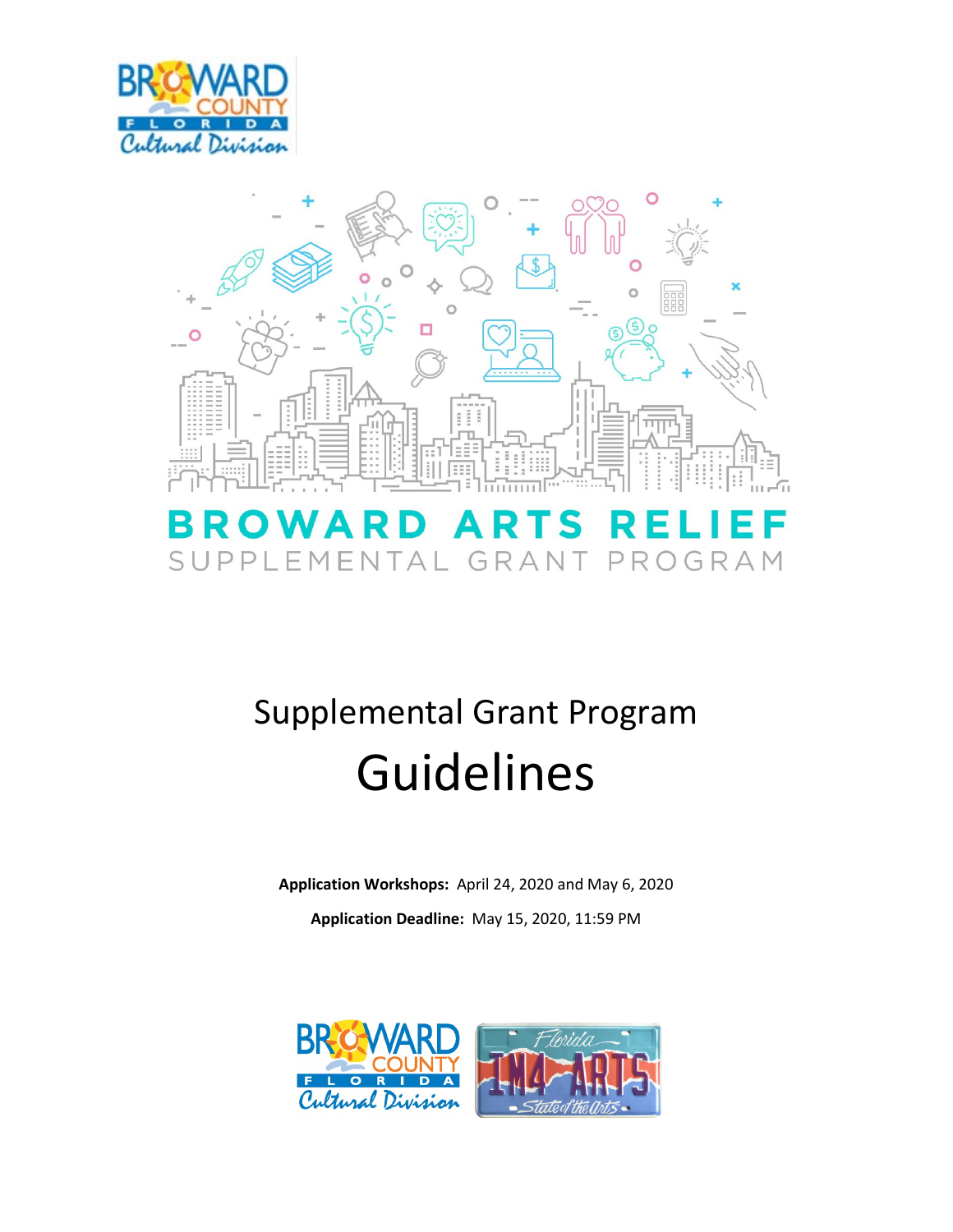# BROWARD ARTS RELIEF

## SUPPLEMENTAL GRANT PROGRAM

# Supplemental Grant Program Guidelines

**Application Workshops:** April 24, 2020 and May 6, 2020

**Application Deadline:** May 15, 2020, 11:59 PM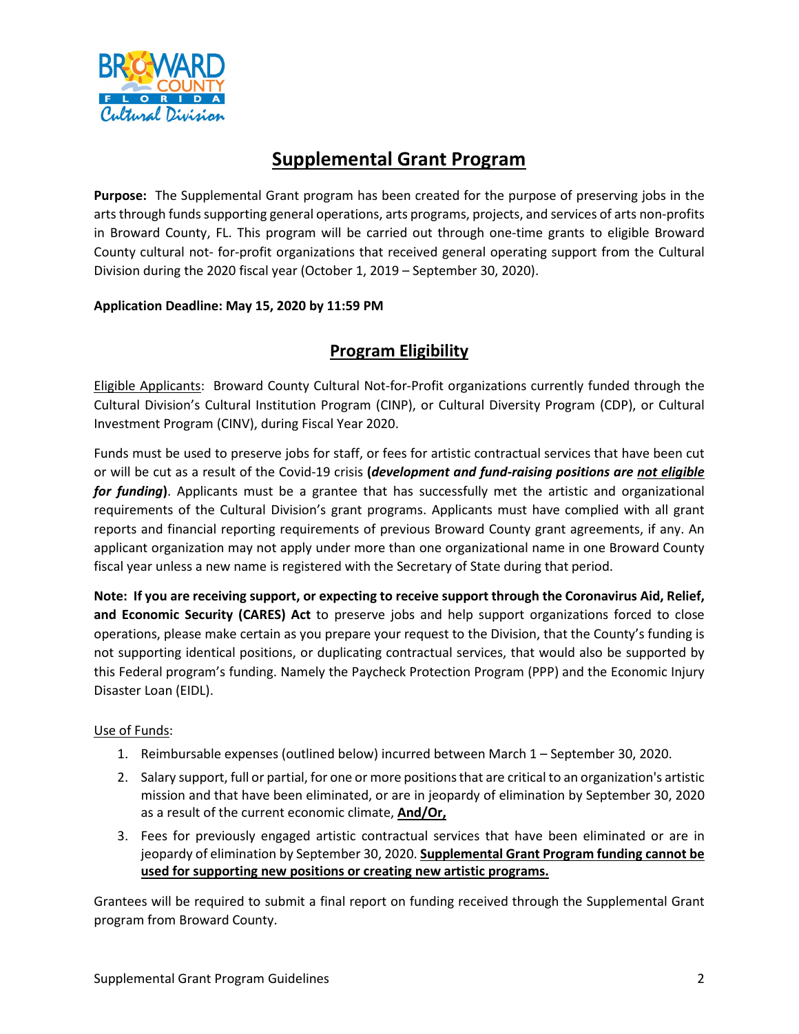# Supplemental Grant Program

**Purpose:** The Supplemental Grant program has been created for the purpose of preserving jobs in the arts through funds supporting general operations, arts programs, projects, and services of arts non-profits in Broward County, FL. This program will be carried out through one-time grants to eligible Broward County cultural not- for-profit organizations that received general operating support from the Cultural Division during the 2020 fiscal year (October 1, 2019 – September 30, 2020).

**Application Deadline: May 15, 2020 by 11:59 PM**

## Program Eligibility

Eligible Applicants: Broward County Cultural Not-for-Profit organizations currently funded through the Cultural Division's Cultural Institution Program (CINP), or Cultural Diversity Program (CDP), or Cultural Investment Program (CINV), during Fiscal Year 2020.

Funds must be used to preserve jobs for staff, or fees for artistic contractual services that have been cut or will be cut as a result of the Covid-19 crisis **(*development and fund-raising positions are not eligible for funding*)**. Applicants must be a grantee that has successfully met the artistic and organizational requirements of the Cultural Division's grant programs. Applicants must have complied with all grant reports and financial reporting requirements of previous Broward County grant agreements, if any. An applicant organization may not apply under more than one organizational name in one Broward County fiscal year unless a new name is registered with the Secretary of State during that period.

**Note: If you are receiving support, or expecting to receive support through the Coronavirus Aid, Relief, and Economic Security (CARES) Act** to preserve jobs and help support organizations forced to close operations, please make certain as you prepare your request to the Division, that the County's funding is not supporting identical positions, or duplicating contractual services, that would also be supported by this Federal program's funding. Namely the Paycheck Protection Program (PPP) and the Economic Injury Disaster Loan (EIDL).

Use of Funds:

1. Reimbursable expenses (outlined below) incurred between March 1 – September 30, 2020.
2. Salary support, full or partial, for one or more positions that are critical to an organization's artistic mission and that have been eliminated, or are in jeopardy of elimination by September 30, 2020 as a result of the current economic climate, **And/Or,**
3. Fees for previously engaged artistic contractual services that have been eliminated or are in jeopardy of elimination by September 30, 2020. **Supplemental Grant Program funding cannot be used for supporting new positions or creating new artistic programs.**

Grantees will be required to submit a final report on funding received through the Supplemental Grant program from Broward County.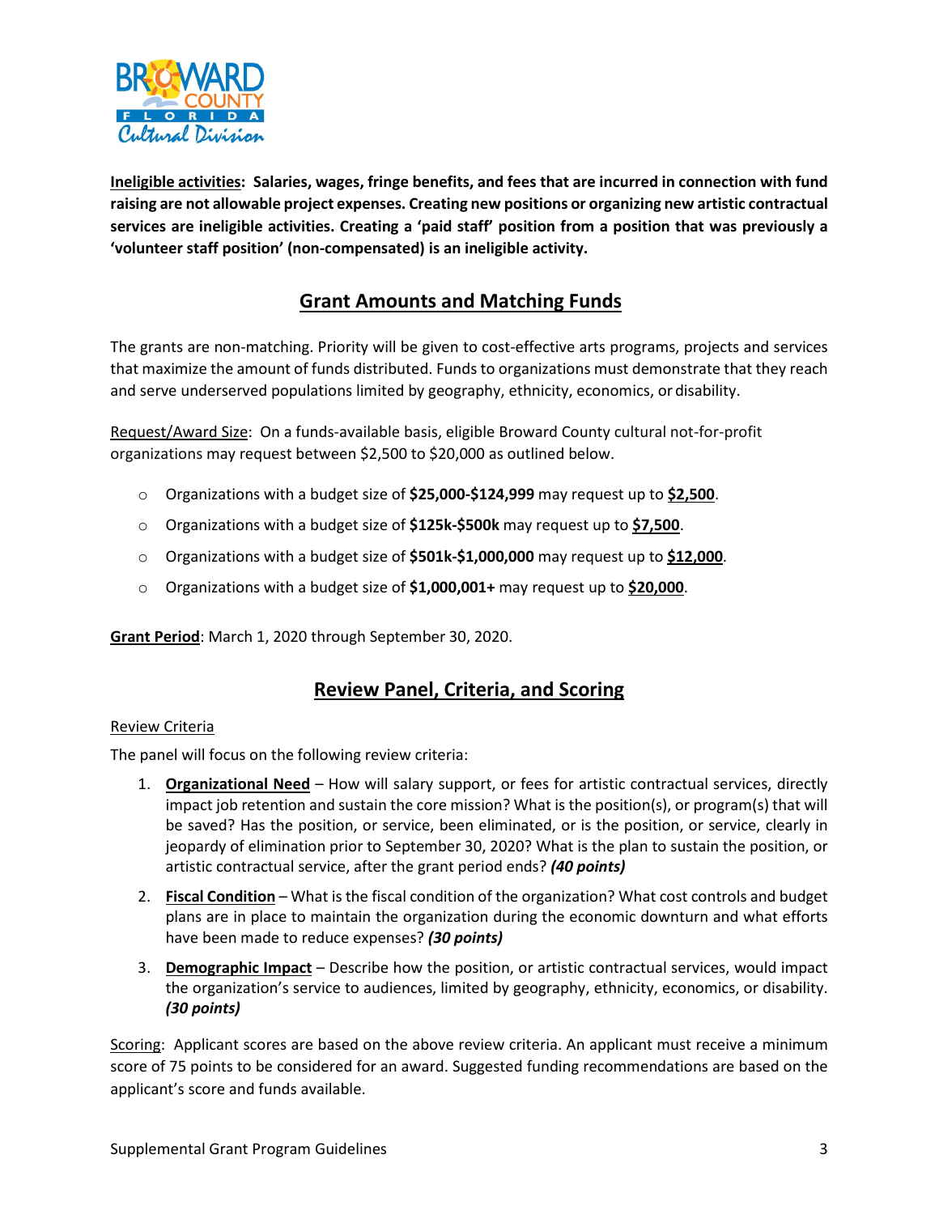**Ineligible activities: Salaries, wages, fringe benefits, and fees that are incurred in connection with fund raising are not allowable project expenses. Creating new positions or organizing new artistic contractual services are ineligible activities. Creating a 'paid staff' position from a position that was previously a 'volunteer staff position' (non-compensated) is an ineligible activity.**

## Grant Amounts and Matching Funds

The grants are non-matching. Priority will be given to cost-effective arts programs, projects and services that maximize the amount of funds distributed. Funds to organizations must demonstrate that they reach and serve underserved populations limited by geography, ethnicity, economics, or disability.

Request/Award Size: On a funds-available basis, eligible Broward County cultural not-for-profit organizations may request between $2,500 to $20,000 as outlined below.

- Organizations with a budget size of **$25,000-$124,999** may request up to **$2,500**.
- Organizations with a budget size of **$125k-$500k** may request up to **$7,500**.
- Organizations with a budget size of **$501k-$1,000,000** may request up to **$12,000**.
- Organizations with a budget size of **$1,000,001+** may request up to **$20,000**.

**Grant Period**: March 1, 2020 through September 30, 2020.

## Review Panel, Criteria, and Scoring

Review Criteria

The panel will focus on the following review criteria:

1. **Organizational Need** – How will salary support, or fees for artistic contractual services, directly impact job retention and sustain the core mission? What is the position(s), or program(s) that will be saved? Has the position, or service, been eliminated, or is the position, or service, clearly in jeopardy of elimination prior to September 30, 2020? What is the plan to sustain the position, or artistic contractual service, after the grant period ends? ***(40 points)***
2. **Fiscal Condition** – What is the fiscal condition of the organization? What cost controls and budget plans are in place to maintain the organization during the economic downturn and what efforts have been made to reduce expenses? ***(30 points)***
3. **Demographic Impact** – Describe how the position, or artistic contractual services, would impact the organization's service to audiences, limited by geography, ethnicity, economics, or disability. ***(30 points)***

Scoring: Applicant scores are based on the above review criteria. An applicant must receive a minimum score of 75 points to be considered for an award. Suggested funding recommendations are based on the applicant's score and funds available.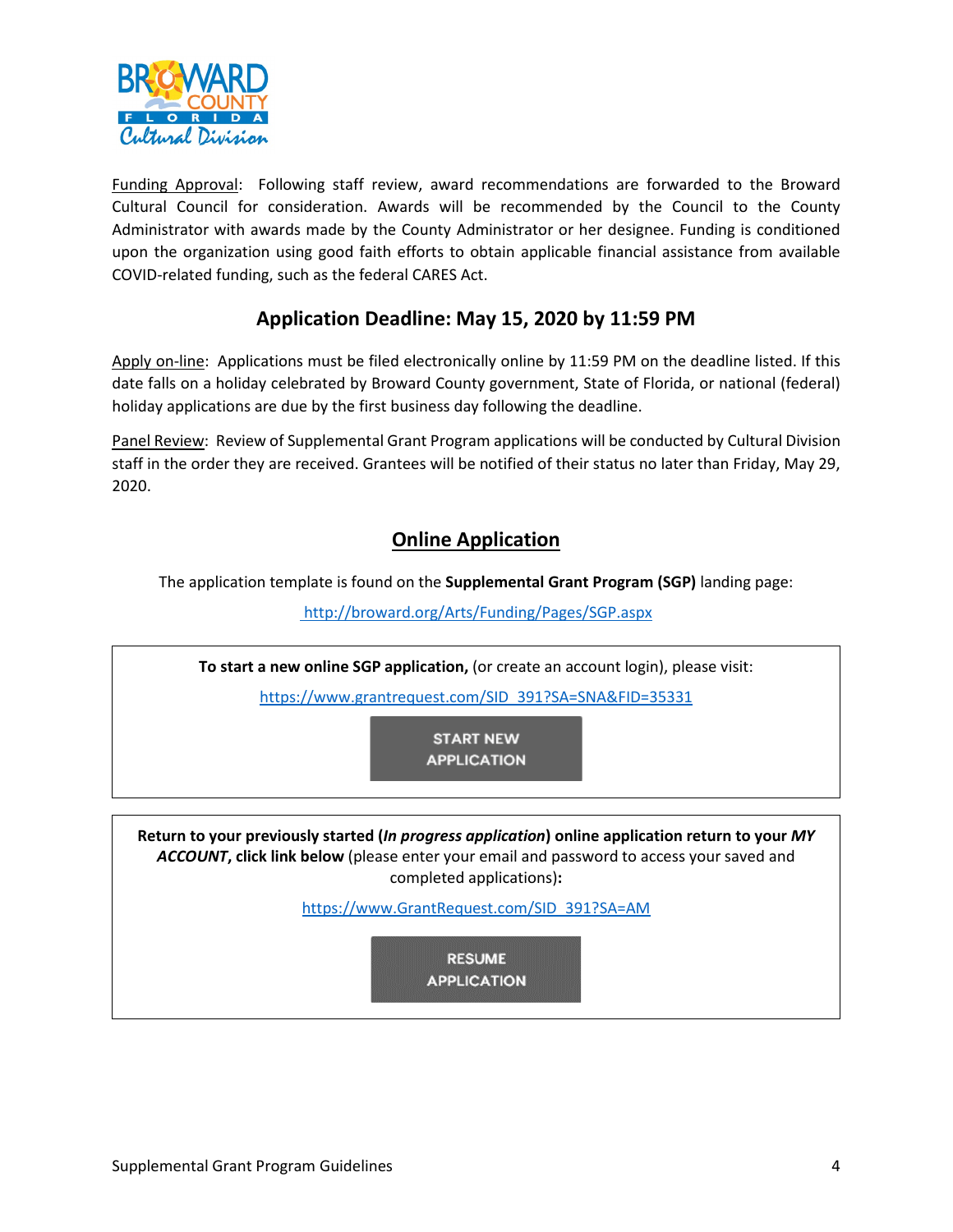Funding Approval: Following staff review, award recommendations are forwarded to the Broward Cultural Council for consideration. Awards will be recommended by the Council to the County Administrator with awards made by the County Administrator or her designee. Funding is conditioned upon the organization using good faith efforts to obtain applicable financial assistance from available COVID-related funding, such as the federal CARES Act.

## Application Deadline: May 15, 2020 by 11:59 PM

Apply on-line: Applications must be filed electronically online by 11:59 PM on the deadline listed. If this date falls on a holiday celebrated by Broward County government, State of Florida, or national (federal) holiday applications are due by the first business day following the deadline.

Panel Review: Review of Supplemental Grant Program applications will be conducted by Cultural Division staff in the order they are received. Grantees will be notified of their status no later than Friday, May 29, 2020.

## Online Application

The application template is found on the **Supplemental Grant Program (SGP)** landing page:

http://broward.org/Arts/Funding/Pages/SGP.aspx

**To start a new online SGP application,** (or create an account login), please visit:

https://www.grantrequest.com/SID_391?SA=SNA&FID=35331

START NEW APPLICATION

**Return to your previously started (*In progress application*) online application return to your *MY ACCOUNT*, click link below** (please enter your email and password to access your saved and completed applications)**:**

https://www.GrantRequest.com/SID_391?SA=AM

RESUME APPLICATION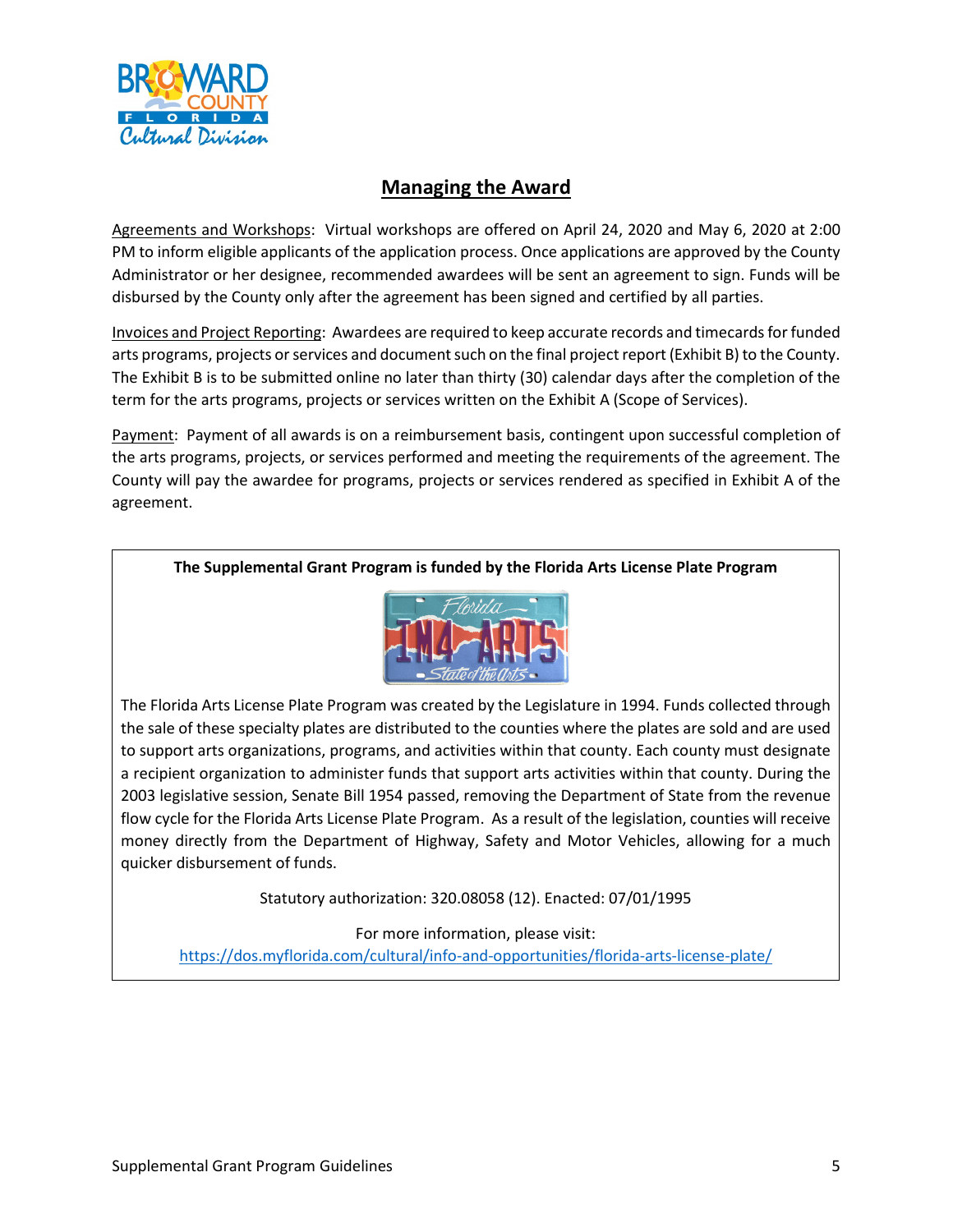# Managing the Award

Agreements and Workshops: Virtual workshops are offered on April 24, 2020 and May 6, 2020 at 2:00 PM to inform eligible applicants of the application process. Once applications are approved by the County Administrator or her designee, recommended awardees will be sent an agreement to sign. Funds will be disbursed by the County only after the agreement has been signed and certified by all parties.

Invoices and Project Reporting: Awardees are required to keep accurate records and timecards for funded arts programs, projects or services and document such on the final project report (Exhibit B) to the County. The Exhibit B is to be submitted online no later than thirty (30) calendar days after the completion of the term for the arts programs, projects or services written on the Exhibit A (Scope of Services).

Payment: Payment of all awards is on a reimbursement basis, contingent upon successful completion of the arts programs, projects, or services performed and meeting the requirements of the agreement. The County will pay the awardee for programs, projects or services rendered as specified in Exhibit A of the agreement.

**The Supplemental Grant Program is funded by the Florida Arts License Plate Program**

The Florida Arts License Plate Program was created by the Legislature in 1994. Funds collected through the sale of these specialty plates are distributed to the counties where the plates are sold and are used to support arts organizations, programs, and activities within that county. Each county must designate a recipient organization to administer funds that support arts activities within that county. During the 2003 legislative session, Senate Bill 1954 passed, removing the Department of State from the revenue flow cycle for the Florida Arts License Plate Program. As a result of the legislation, counties will receive money directly from the Department of Highway, Safety and Motor Vehicles, allowing for a much quicker disbursement of funds.

Statutory authorization: 320.08058 (12). Enacted: 07/01/1995

For more information, please visit:
https://dos.myflorida.com/cultural/info-and-opportunities/florida-arts-license-plate/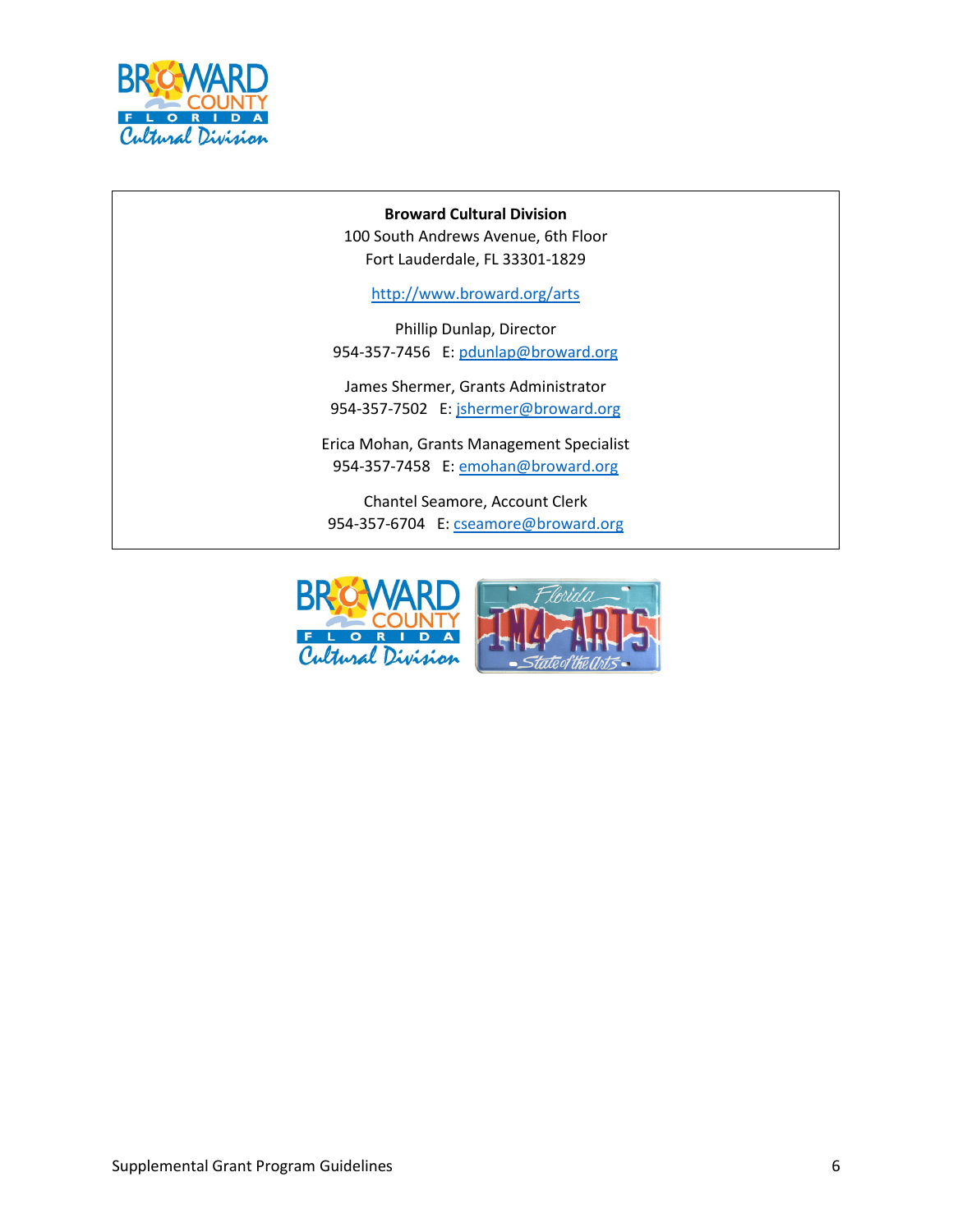**Broward Cultural Division**
100 South Andrews Avenue, 6th Floor
Fort Lauderdale, FL 33301-1829

http://www.broward.org/arts

Phillip Dunlap, Director
954-357-7456 E: pdunlap@broward.org

James Shermer, Grants Administrator
954-357-7502 E: jshermer@broward.org

Erica Mohan, Grants Management Specialist
954-357-7458 E: emohan@broward.org

Chantel Seamore, Account Clerk
954-357-6704 E: cseamore@broward.org